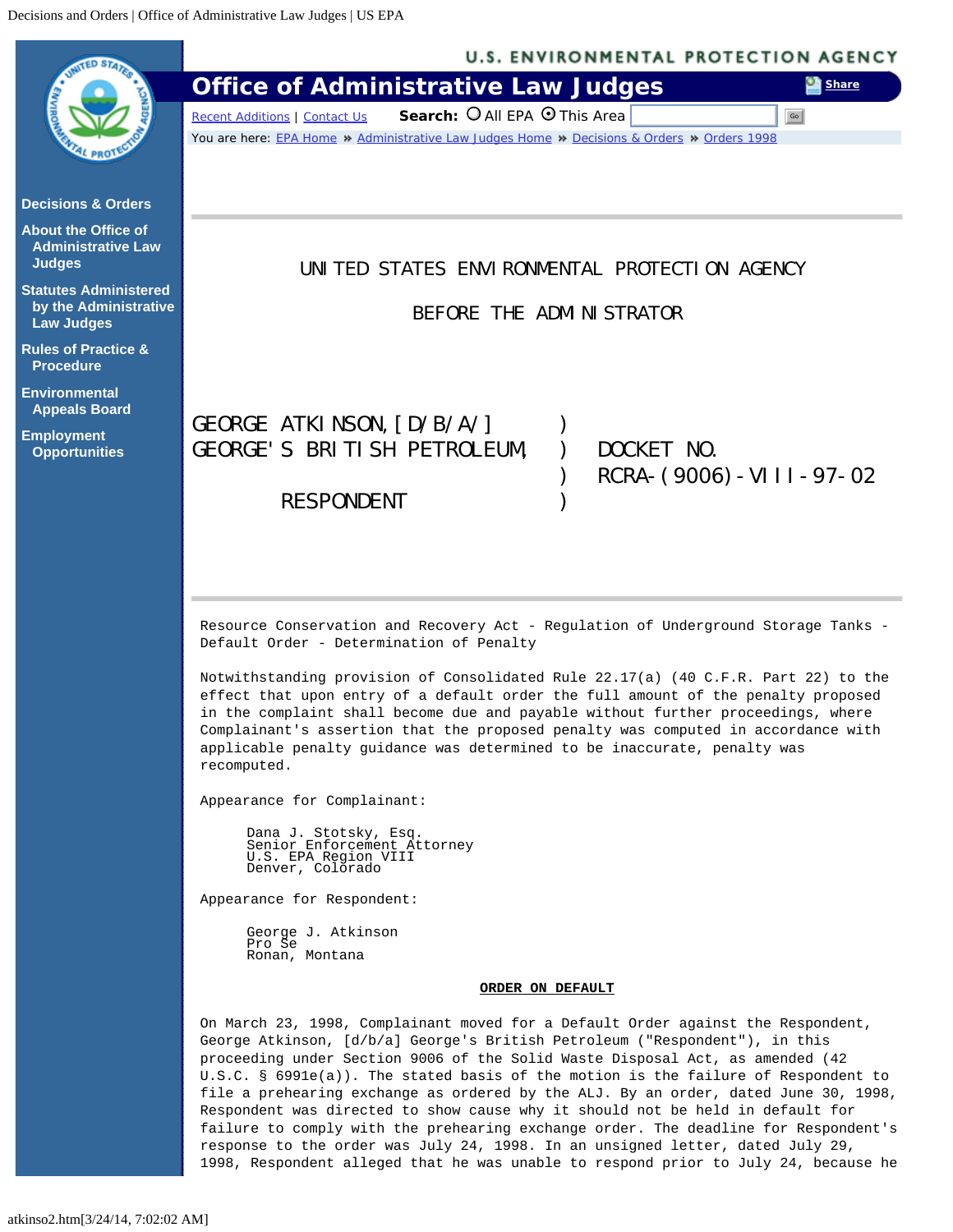UNITED STATES ENVIRONMENTAL PROTECTION AGENCY

BEFORE THE ADMINISTRATOR

| | | |
|---|---|---|
| GEORGE ATKINSON, [D/B/A/] | ) | |
| GEORGE'S BRITISH PETROLEUM, | ) | DOCKET NO. |
| | ) | RCRA-(9006)-VIII-97-02 |
| RESPONDENT | ) | |

Resource Conservation and Recovery Act - Regulation of Underground Storage Tanks - Default Order - Determination of Penalty

Notwithstanding provision of Consolidated Rule 22.17(a) (40 C.F.R. Part 22) to the effect that upon entry of a default order the full amount of the penalty proposed in the complaint shall become due and payable without further proceedings, where Complainant's assertion that the proposed penalty was computed in accordance with applicable penalty guidance was determined to be inaccurate, penalty was recomputed.

Appearance for Complainant:

Dana J. Stotsky, Esq.
Senior Enforcement Attorney
U.S. EPA Region VIII
Denver, Colorado

Appearance for Respondent:

George J. Atkinson
Pro Se
Ronan, Montana

**ORDER ON DEFAULT**

On March 23, 1998, Complainant moved for a Default Order against the Respondent, George Atkinson, [d/b/a] George's British Petroleum ("Respondent"), in this proceeding under Section 9006 of the Solid Waste Disposal Act, as amended (42 U.S.C. § 6991e(a)). The stated basis of the motion is the failure of Respondent to file a prehearing exchange as ordered by the ALJ. By an order, dated June 30, 1998, Respondent was directed to show cause why it should not be held in default for failure to comply with the prehearing exchange order. The deadline for Respondent's response to the order was July 24, 1998. In an unsigned letter, dated July 29, 1998, Respondent alleged that he was unable to respond prior to July 24, because he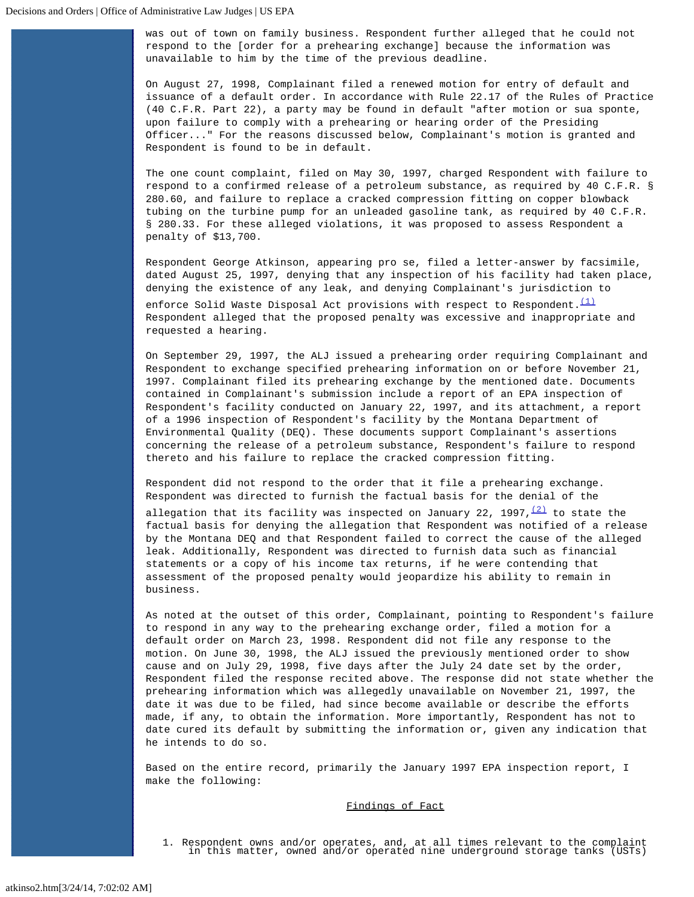was out of town on family business. Respondent further alleged that he could not respond to the [order for a prehearing exchange] because the information was unavailable to him by the time of the previous deadline.

On August 27, 1998, Complainant filed a renewed motion for entry of default and issuance of a default order. In accordance with Rule 22.17 of the Rules of Practice (40 C.F.R. Part 22), a party may be found in default "after motion or sua sponte, upon failure to comply with a prehearing or hearing order of the Presiding Officer..." For the reasons discussed below, Complainant's motion is granted and Respondent is found to be in default.

The one count complaint, filed on May 30, 1997, charged Respondent with failure to respond to a confirmed release of a petroleum substance, as required by 40 C.F.R. § 280.60, and failure to replace a cracked compression fitting on copper blowback tubing on the turbine pump for an unleaded gasoline tank, as required by 40 C.F.R. § 280.33. For these alleged violations, it was proposed to assess Respondent a penalty of $13,700.

Respondent George Atkinson, appearing pro se, filed a letter-answer by facsimile, dated August 25, 1997, denying that any inspection of his facility had taken place, denying the existence of any leak, and denying Complainant's jurisdiction to enforce Solid Waste Disposal Act provisions with respect to Respondent.[(1)] Respondent alleged that the proposed penalty was excessive and inappropriate and requested a hearing.

On September 29, 1997, the ALJ issued a prehearing order requiring Complainant and Respondent to exchange specified prehearing information on or before November 21, 1997. Complainant filed its prehearing exchange by the mentioned date. Documents contained in Complainant's submission include a report of an EPA inspection of Respondent's facility conducted on January 22, 1997, and its attachment, a report of a 1996 inspection of Respondent's facility by the Montana Department of Environmental Quality (DEQ). These documents support Complainant's assertions concerning the release of a petroleum substance, Respondent's failure to respond thereto and his failure to replace the cracked compression fitting.

Respondent did not respond to the order that it file a prehearing exchange. Respondent was directed to furnish the factual basis for the denial of the allegation that its facility was inspected on January 22, 1997,[(2)] to state the factual basis for denying the allegation that Respondent was notified of a release by the Montana DEQ and that Respondent failed to correct the cause of the alleged leak. Additionally, Respondent was directed to furnish data such as financial statements or a copy of his income tax returns, if he were contending that assessment of the proposed penalty would jeopardize his ability to remain in business.

As noted at the outset of this order, Complainant, pointing to Respondent's failure to respond in any way to the prehearing exchange order, filed a motion for a default order on March 23, 1998. Respondent did not file any response to the motion. On June 30, 1998, the ALJ issued the previously mentioned order to show cause and on July 29, 1998, five days after the July 24 date set by the order, Respondent filed the response recited above. The response did not state whether the prehearing information which was allegedly unavailable on November 21, 1997, the date it was due to be filed, had since become available or describe the efforts made, if any, to obtain the information. More importantly, Respondent has not to date cured its default by submitting the information or, given any indication that he intends to do so.

Based on the entire record, primarily the January 1997 EPA inspection report, I make the following:

## Findings of Fact

1. Respondent owns and/or operates, and, at all times relevant to the complaint in this matter, owned and/or operated nine underground storage tanks (USTs)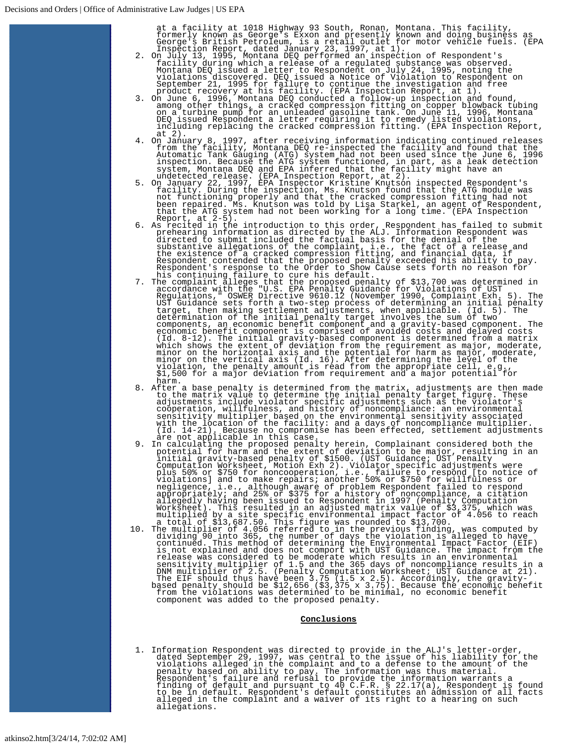at a facility at 1018 Highway 93 South, Ronan, Montana. This facility, formerly known as George's Exxon and presently known and doing business as George's British Petroleum, is a retail outlet for motor vehicle fuels. (EPA Inspection Report, dated January 23, 1997, at 1).

2. On July 13, 1995, Montana DEQ performed an inspection of Respondent's facility during which a release of a regulated substance was observed. Montana DEQ issued a letter to Respondent on July 24, 1995, noting the violations discovered. DEQ issued a Notice of Violation to Respondent on September 21, 1995 for failure to continue the investigation and free product recovery at his facility. (EPA Inspection Report, at 1).
3. On June 6, 1996, Montana DEQ conducted a follow-up inspection and found, among other things, a cracked compression fitting on copper blowback tubing on a turbine pump for an unleaded gasoline tank. On June 11, 1996, Montana DEQ issued Respondent a letter requiring it to remedy listed violations, including replacing the cracked compression fitting. (EPA Inspection Report, at 2).
4. On January 8, 1997, after receiving information indicating continued releases from the facility, Montana DEQ re-inspected the facility and found that the Automatic Tank Gauging (ATG) system had not been used since the June 6, 1996 inspection. Because the ATG system functioned, in part, as a leak detection system, Montana DEQ and EPA inferred that the facility might have an undetected release. (EPA Inspection Report, at 2).
5. On January 22, 1997, EPA Inspector Kristine Knutson inspected Respondent's facility. During the inspection, Ms. Knutson found that the ATG module was not functioning properly and that the cracked compression fitting had not been repaired. Ms. Knutson was told by Lisa Starkel, an agent of Respondent, that the ATG system had not been working for a long time. (EPA Inspection Report, at 2-5).
6. As recited in the introduction to this order, Respondent has failed to submit prehearing information as directed by the ALJ. Information Respondent was directed to submit included the factual basis for the denial of the substantive allegations of the complaint, i.e., the fact of a release and the existence of a cracked compression fitting, and financial data, if Respondent contended that the proposed penalty exceeded his ability to pay. Respondent's response to the Order to Show Cause sets forth no reason for his continuing failure to cure his default.
7. The complaint alleges that the proposed penalty of $13,700 was determined in accordance with the "U.S. EPA Penalty Guidance for Violations of UST Regulations," OSWER Directive 9610.12 (November 1990, Complaint Exh. 5). The UST Guidance sets forth a two-step process of determining an initial penalty target, then making settlement adjustments, when applicable. (Id. 5). The determination of the initial penalty target involves the sum of two components, an economic benefit component and a gravity-based component. The economic benefit component is comprised of avoided costs and delayed costs (Id. 8-12). The initial gravity-based component is determined from a matrix which shows the extent of deviation from the requirement as major, moderate, minor on the horizontal axis and the potential for harm as major, moderate, minor on the vertical axis (Id. 16). After determining the level of the violation, the penalty amount is read from the appropriate cell, e.g., $1,500 for a major deviation from requirement and a major potential for harm.
8. After a base penalty is determined from the matrix, adjustments are then made to the matrix value to determine the initial penalty target figure. These adjustments include violator specific adjustments such as the violator's cooperation, willfulness, and history of noncompliance: an environmental sensitivity multiplier based on the environmental sensitivity associated with the location of the facility: and a days of noncompliance multiplier. (Id. 14-21). Because no compromise has been effected, settlement adjustments are not applicable in this case.
9. In calculating the proposed penalty herein, Complainant considered both the potential for harm and the extent of deviation to be major, resulting in an initial gravity-based penalty of $1500. (UST Guidance; UST Penalty Computation Worksheet, Motion Exh 2). Violator specific adjustments were plus 50% or $750 for noncooperation, i.e., failure to respond [to notice of violations] and to make repairs; another 50% or $750 for willfulness or negligence, i.e., although aware of problem Respondent failed to respond appropriately; and 25% or $375 for a history of noncompliance, a citation allegedly having been issued to Respondent in 1997 (Penalty Computation Worksheet). This resulted in an adjusted matrix value of $3,375, which was multiplied by a site specific environmental impact factor of 4.056 to reach a total of $13,687.50. This figure was rounded to $13,700.
10. The multiplier of 4.056 referred to in the previous finding, was computed by dividing 90 into 365, the number of days the violation is alleged to have continued. This method of determining the Environmental Impact Factor (EIF) is not explained and does not comport with UST Guidance. The impact from the release was considered to be moderate which results in an environmental sensitivity multiplier of 1.5 and the 365 days of noncompliance results in a DNM multiplier of 2.5. (Penalty Computation Worksheet; UST Guidance at 21). The EIF should thus have been 3.75 (1.5 x 2.5). Accordingly, the gravity-based penalty should be $12,656 ($3,375 x 3.75). Because the economic benefit from the violations was determined to be minimal, no economic benefit component was added to the proposed penalty.

## Conclusions

1. Information Respondent was directed to provide in the ALJ's letter-order, dated September 29, 1997, was central to the issue of his liability for the violations alleged in the complaint and to a defense to the amount of the penalty based on ability to pay. The information was thus material. Respondent's failure and refusal to provide the information warrants a finding of default and pursuant to 40 C.F.R. § 22.17(a), Respondent is found to be in default. Respondent's default constitutes an admission of all facts alleged in the complaint and a waiver of its right to a hearing on such allegations.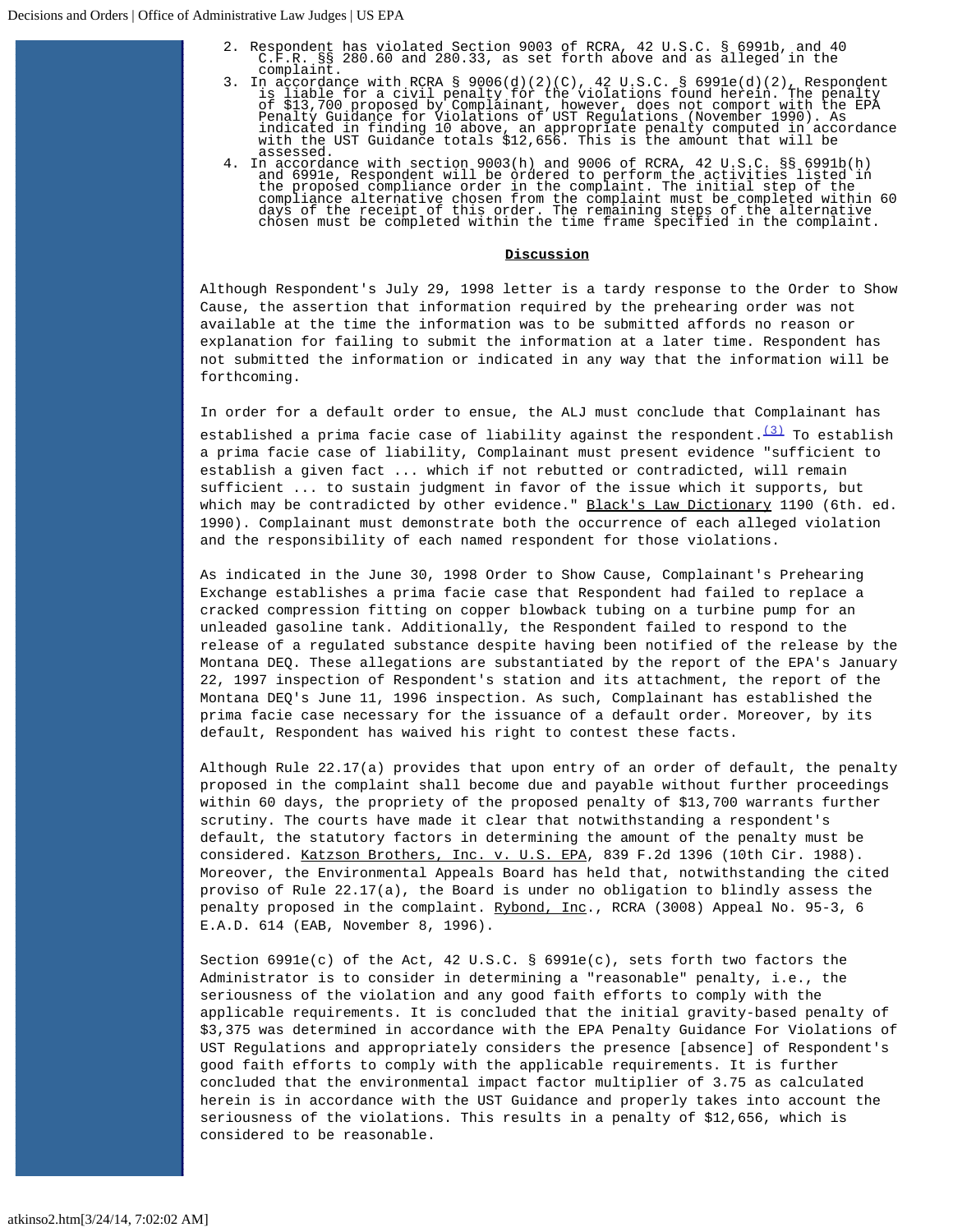2. Respondent has violated Section 9003 of RCRA, 42 U.S.C. § 6991b, and 40 C.F.R. §§ 280.60 and 280.33, as set forth above and as alleged in the complaint.
3. In accordance with RCRA § 9006(d)(2)(C), 42 U.S.C. § 6991e(d)(2), Respondent is liable for a civil penalty for the violations found herein. The penalty of $13,700 proposed by Complainant, however, does not comport with the EPA Penalty Guidance for Violations of UST Regulations (November 1990). As indicated in finding 10 above, an appropriate penalty computed in accordance with the UST Guidance totals $12,656. This is the amount that will be assessed.
4. In accordance with section 9003(h) and 9006 of RCRA, 42 U.S.C. §§ 6991b(h) and 6991e, Respondent will be ordered to perform the activities listed in the proposed compliance order in the complaint. The initial step of the compliance alternative chosen from the complaint must be completed within 60 days of the receipt of this order. The remaining steps of the alternative chosen must be completed within the time frame specified in the complaint.

**Discussion**

Although Respondent's July 29, 1998 letter is a tardy response to the Order to Show Cause, the assertion that information required by the prehearing order was not available at the time the information was to be submitted affords no reason or explanation for failing to submit the information at a later time. Respondent has not submitted the information or indicated in any way that the information will be forthcoming.

In order for a default order to ensue, the ALJ must conclude that Complainant has established a prima facie case of liability against the respondent.[(3)] To establish a prima facie case of liability, Complainant must present evidence "sufficient to establish a given fact ... which if not rebutted or contradicted, will remain sufficient ... to sustain judgment in favor of the issue which it supports, but which may be contradicted by other evidence." Black's Law Dictionary 1190 (6th. ed. 1990). Complainant must demonstrate both the occurrence of each alleged violation and the responsibility of each named respondent for those violations.

As indicated in the June 30, 1998 Order to Show Cause, Complainant's Prehearing Exchange establishes a prima facie case that Respondent had failed to replace a cracked compression fitting on copper blowback tubing on a turbine pump for an unleaded gasoline tank. Additionally, the Respondent failed to respond to the release of a regulated substance despite having been notified of the release by the Montana DEQ. These allegations are substantiated by the report of the EPA's January 22, 1997 inspection of Respondent's station and its attachment, the report of the Montana DEQ's June 11, 1996 inspection. As such, Complainant has established the prima facie case necessary for the issuance of a default order. Moreover, by its default, Respondent has waived his right to contest these facts.

Although Rule 22.17(a) provides that upon entry of an order of default, the penalty proposed in the complaint shall become due and payable without further proceedings within 60 days, the propriety of the proposed penalty of $13,700 warrants further scrutiny. The courts have made it clear that notwithstanding a respondent's default, the statutory factors in determining the amount of the penalty must be considered. Katzson Brothers, Inc. v. U.S. EPA, 839 F.2d 1396 (10th Cir. 1988). Moreover, the Environmental Appeals Board has held that, notwithstanding the cited proviso of Rule 22.17(a), the Board is under no obligation to blindly assess the penalty proposed in the complaint. Rybond, Inc., RCRA (3008) Appeal No. 95-3, 6 E.A.D. 614 (EAB, November 8, 1996).

Section 6991e(c) of the Act, 42 U.S.C. § 6991e(c), sets forth two factors the Administrator is to consider in determining a "reasonable" penalty, i.e., the seriousness of the violation and any good faith efforts to comply with the applicable requirements. It is concluded that the initial gravity-based penalty of $3,375 was determined in accordance with the EPA Penalty Guidance For Violations of UST Regulations and appropriately considers the presence [absence] of Respondent's good faith efforts to comply with the applicable requirements. It is further concluded that the environmental impact factor multiplier of 3.75 as calculated herein is in accordance with the UST Guidance and properly takes into account the seriousness of the violations. This results in a penalty of $12,656, which is considered to be reasonable.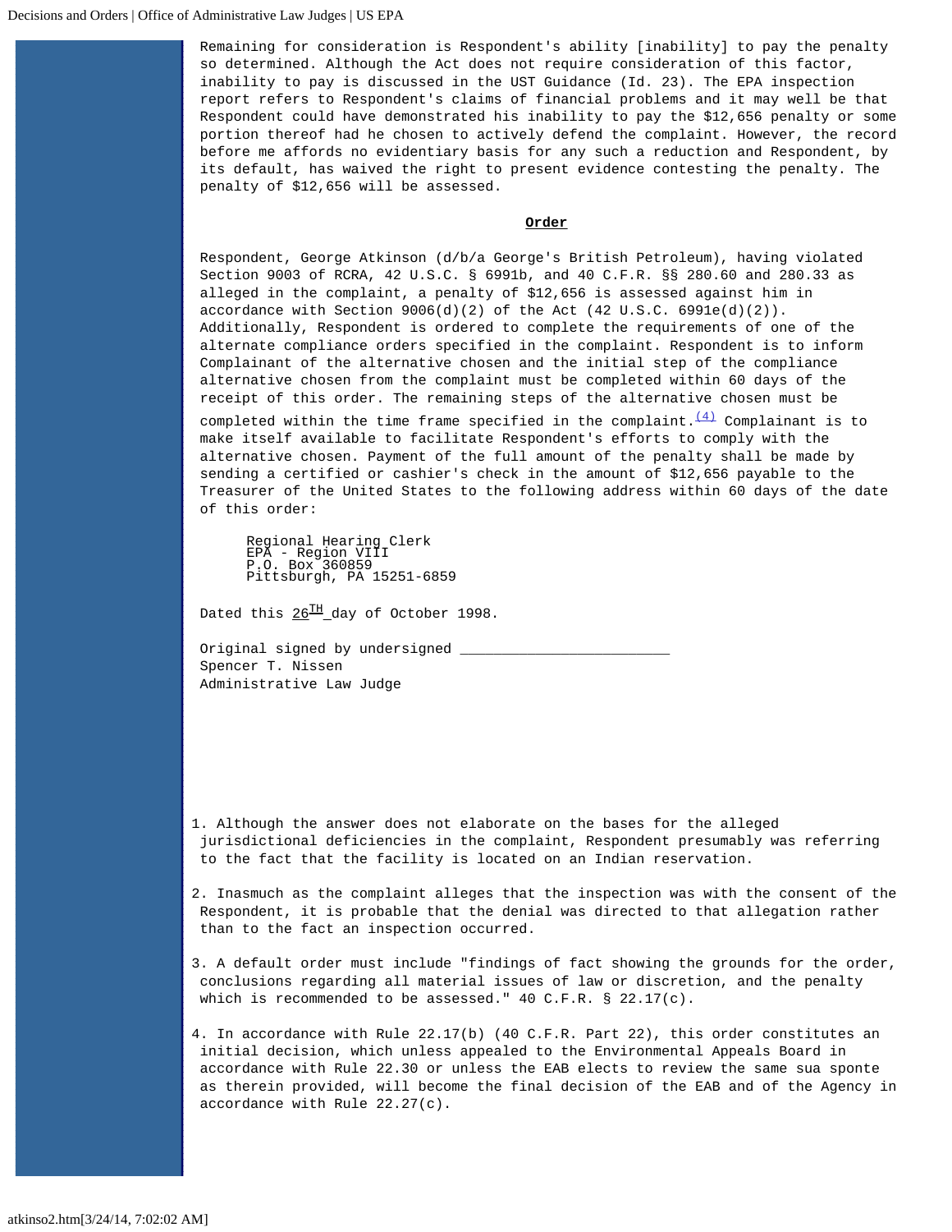Remaining for consideration is Respondent's ability [inability] to pay the penalty so determined. Although the Act does not require consideration of this factor, inability to pay is discussed in the UST Guidance (Id. 23). The EPA inspection report refers to Respondent's claims of financial problems and it may well be that Respondent could have demonstrated his inability to pay the $12,656 penalty or some portion thereof had he chosen to actively defend the complaint. However, the record before me affords no evidentiary basis for any such a reduction and Respondent, by its default, has waived the right to present evidence contesting the penalty. The penalty of $12,656 will be assessed.

## Order

Respondent, George Atkinson (d/b/a George's British Petroleum), having violated Section 9003 of RCRA, 42 U.S.C. § 6991b, and 40 C.F.R. §§ 280.60 and 280.33 as alleged in the complaint, a penalty of $12,656 is assessed against him in accordance with Section 9006(d)(2) of the Act (42 U.S.C. 6991e(d)(2)). Additionally, Respondent is ordered to complete the requirements of one of the alternate compliance orders specified in the complaint. Respondent is to inform Complainant of the alternative chosen and the initial step of the compliance alternative chosen from the complaint must be completed within 60 days of the receipt of this order. The remaining steps of the alternative chosen must be completed within the time frame specified in the complaint.[(4)] Complainant is to make itself available to facilitate Respondent's efforts to comply with the alternative chosen. Payment of the full amount of the penalty shall be made by sending a certified or cashier's check in the amount of $12,656 payable to the Treasurer of the United States to the following address within 60 days of the date of this order:

Regional Hearing Clerk
EPA - Region VIII
P.O. Box 360859
Pittsburgh, PA 15251-6859

Dated this 26TH day of October 1998.

Original signed by undersigned ________________________
Spencer T. Nissen
Administrative Law Judge

---

1. Although the answer does not elaborate on the bases for the alleged jurisdictional deficiencies in the complaint, Respondent presumably was referring to the fact that the facility is located on an Indian reservation.

2. Inasmuch as the complaint alleges that the inspection was with the consent of the Respondent, it is probable that the denial was directed to that allegation rather than to the fact an inspection occurred.

3. A default order must include "findings of fact showing the grounds for the order, conclusions regarding all material issues of law or discretion, and the penalty which is recommended to be assessed." 40 C.F.R. § 22.17(c).

4. In accordance with Rule 22.17(b) (40 C.F.R. Part 22), this order constitutes an initial decision, which unless appealed to the Environmental Appeals Board in accordance with Rule 22.30 or unless the EAB elects to review the same sua sponte as therein provided, will become the final decision of the EAB and of the Agency in accordance with Rule 22.27(c).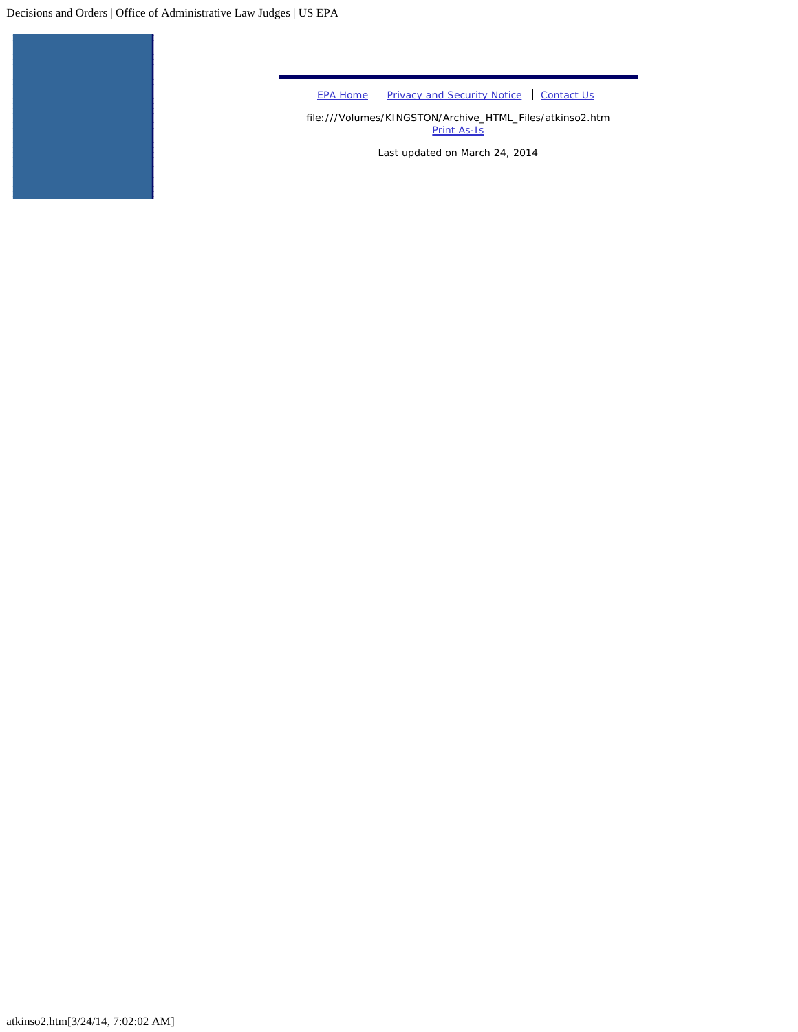EPA Home | Privacy and Security Notice | Contact Us

file:///Volumes/KINGSTON/Archive_HTML_Files/atkinso2.htm
Print As-Is

Last updated on March 24, 2014